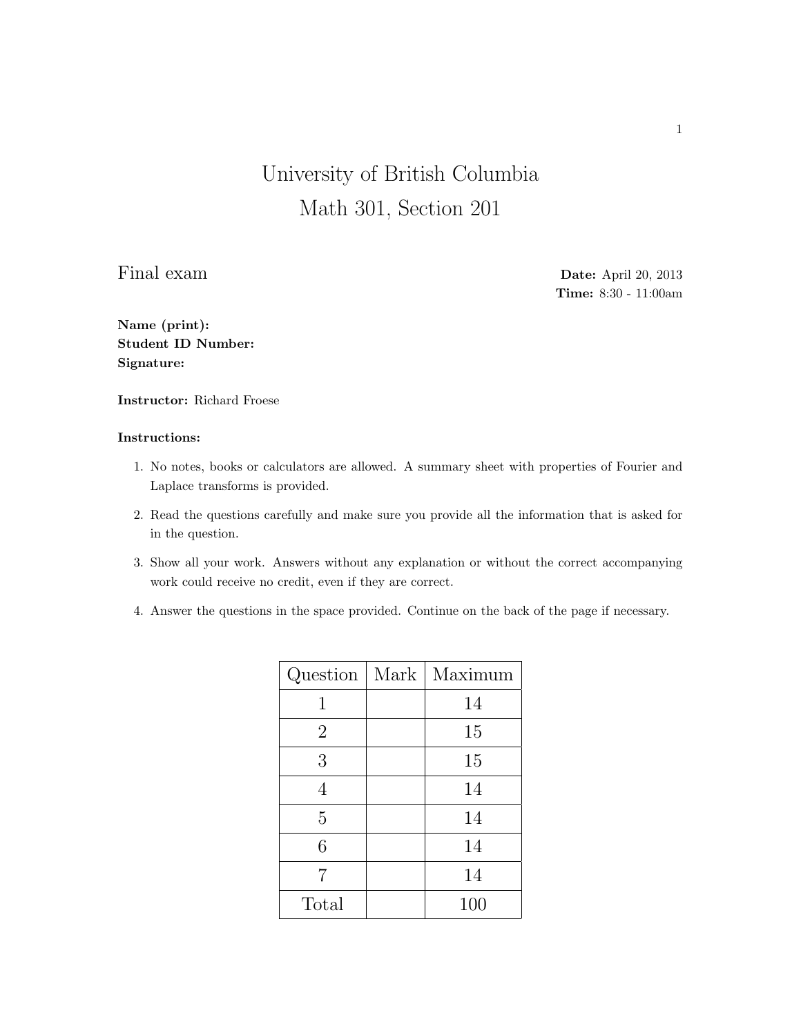# University of British Columbia
# Math 301, Section 201

## Final exam

**Date:** April 20, 2013
**Time:** 8:30 - 11:00am

**Name (print):**
**Student ID Number:**
**Signature:**

**Instructor:** Richard Froese

**Instructions:**

1. No notes, books or calculators are allowed. A summary sheet with properties of Fourier and Laplace transforms is provided.
2. Read the questions carefully and make sure you provide all the information that is asked for in the question.
3. Show all your work. Answers without any explanation or without the correct accompanying work could receive no credit, even if they are correct.
4. Answer the questions in the space provided. Continue on the back of the page if necessary.

| Question | Mark | Maximum |
|---|---|---|
| 1 | | 14 |
| 2 | | 15 |
| 3 | | 15 |
| 4 | | 14 |
| 5 | | 14 |
| 6 | | 14 |
| 7 | | 14 |
| Total | | 100 |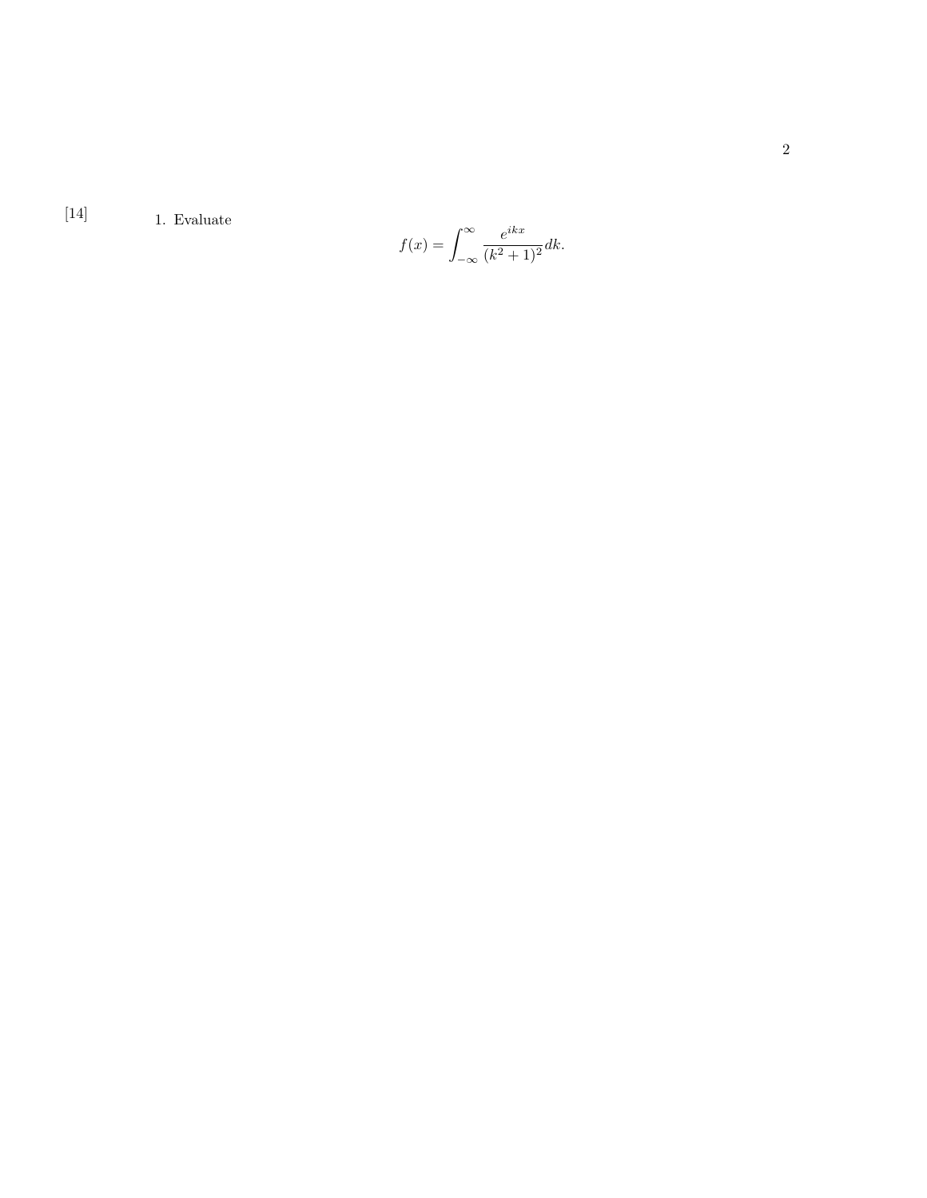[14] 1. Evaluate

$$f(x) = \int_{-\infty}^{\infty} \frac{e^{ikx}}{(k^2+1)^2} dk.$$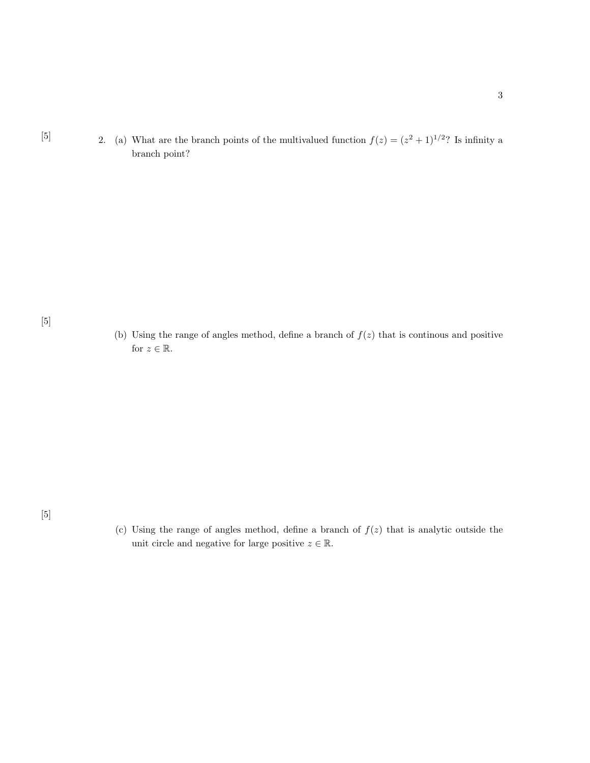[5]

2. (a) What are the branch points of the multivalued function $f(z) = (z^2 + 1)^{1/2}$? Is infinity a branch point?

[5]

(b) Using the range of angles method, define a branch of $f(z)$ that is continous and positive for $z \in \mathbb{R}$.

[5]

(c) Using the range of angles method, define a branch of $f(z)$ that is analytic outside the unit circle and negative for large positive $z \in \mathbb{R}$.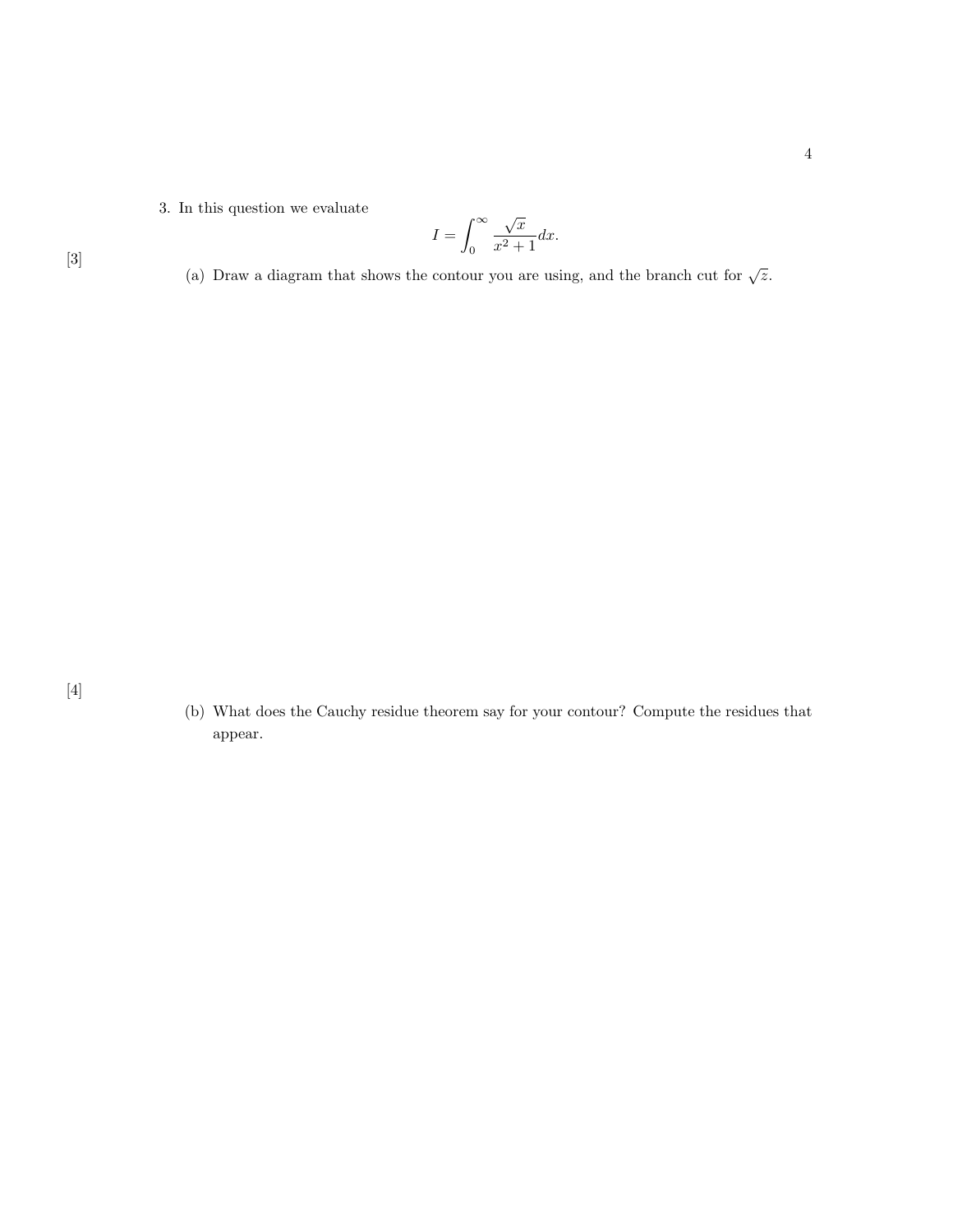3. In this question we evaluate

$$I = \int_0^\infty \frac{\sqrt{x}}{x^2+1} dx.$$

[3]

(a) Draw a diagram that shows the contour you are using, and the branch cut for $\sqrt{z}$.

[4]

(b) What does the Cauchy residue theorem say for your contour? Compute the residues that appear.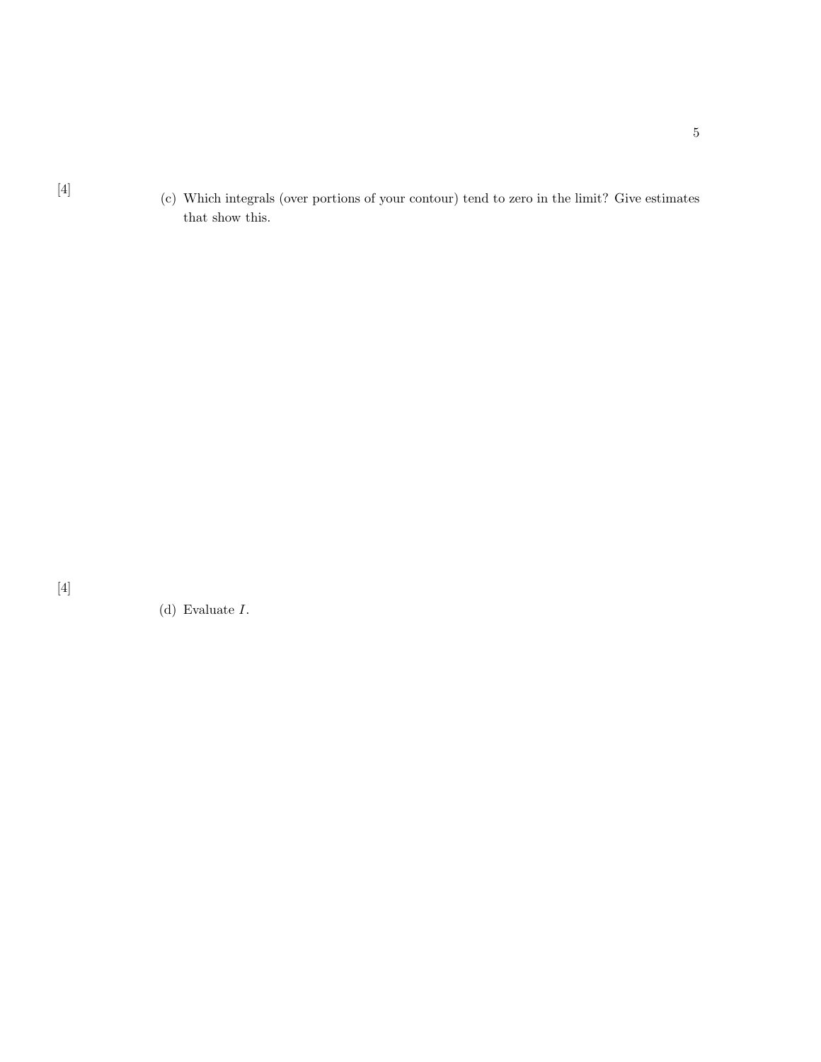[4]

(c) Which integrals (over portions of your contour) tend to zero in the limit? Give estimates that show this.

[4]

(d) Evaluate $I$.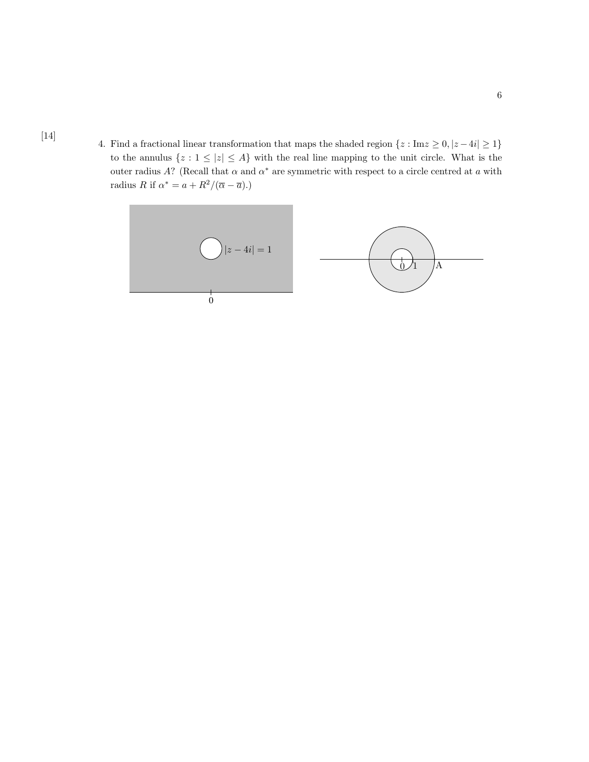[14]

4. Find a fractional linear transformation that maps the shaded region $\{z : \text{Im}z \geq 0, |z - 4i| \geq 1\}$ to the annulus $\{z : 1 \leq |z| \leq A\}$ with the real line mapping to the unit circle. What is the outer radius $A$? (Recall that $\alpha$ and $\alpha^*$ are symmetric with respect to a circle centred at $a$ with radius $R$ if $\alpha^* = a + R^2/(\overline{\alpha} - \overline{a})$.)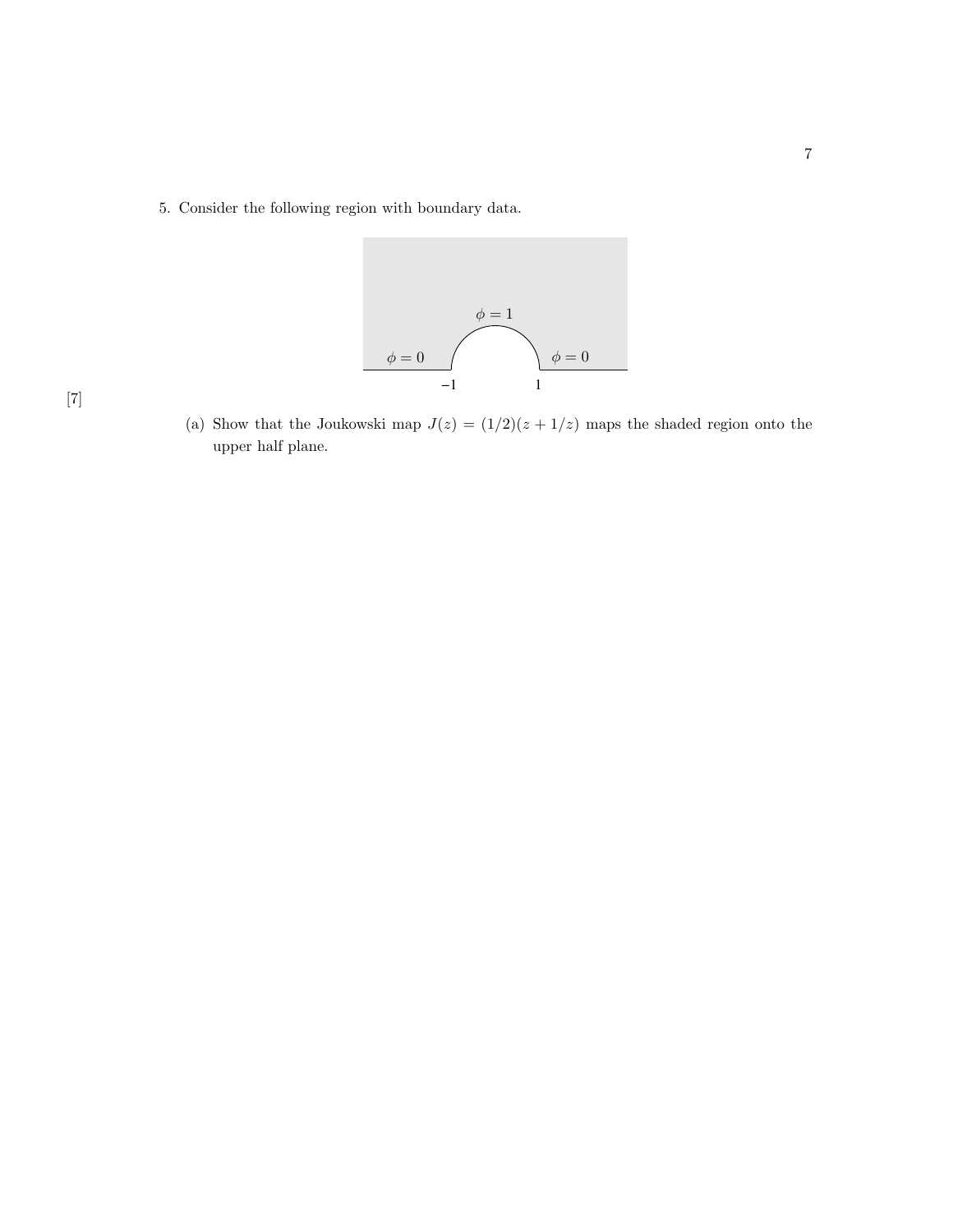5. Consider the following region with boundary data.

$\phi = 1$

$\phi = 0$ $\phi = 0$

$-1$ $1$

[7]

(a) Show that the Joukowski map $J(z) = (1/2)(z + 1/z)$ maps the shaded region onto the upper half plane.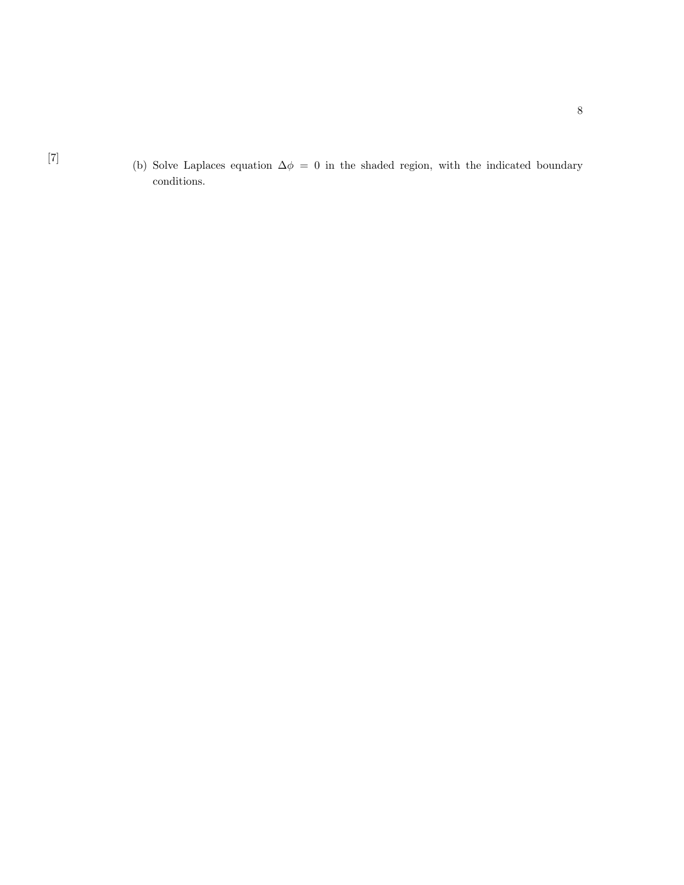[7]

(b) Solve Laplaces equation $\Delta\phi = 0$ in the shaded region, with the indicated boundary conditions.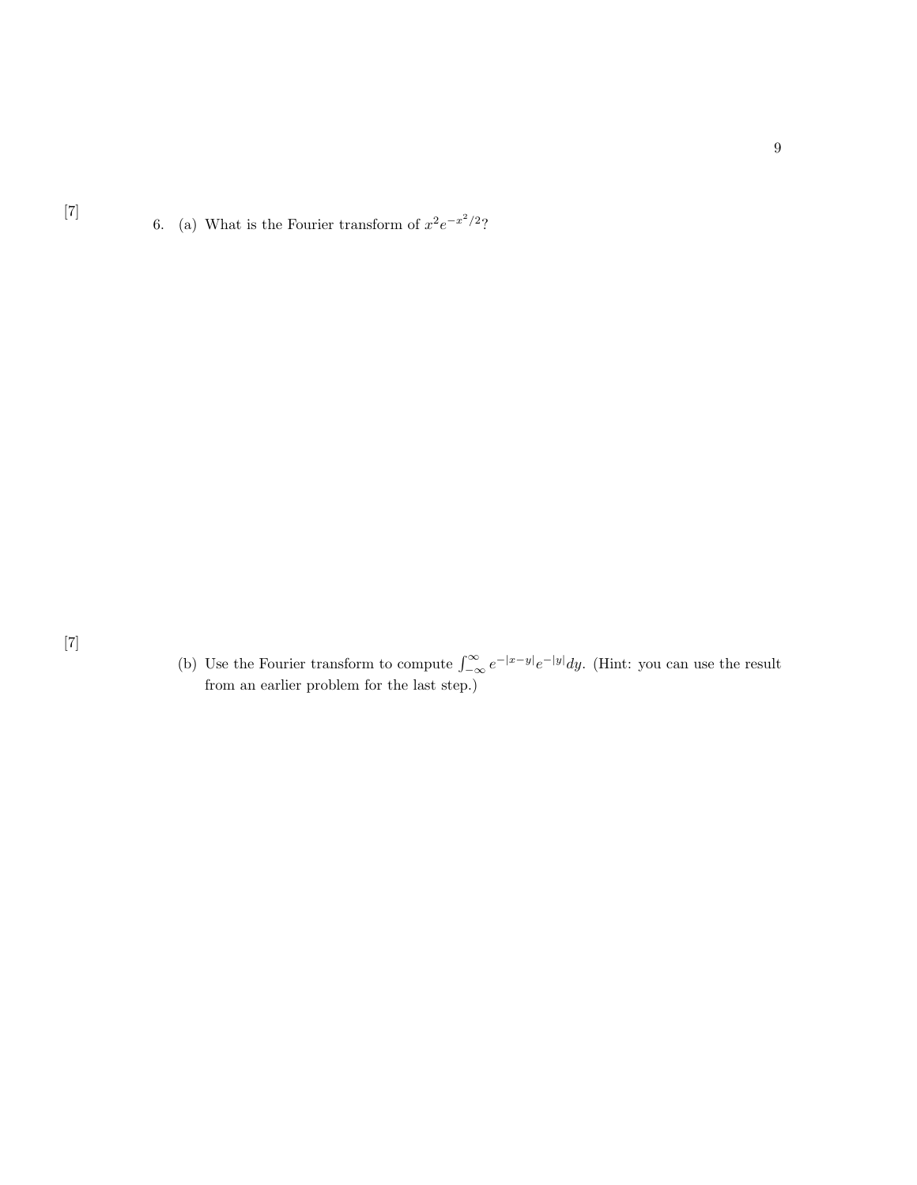[7]

6. (a) What is the Fourier transform of $x^2 e^{-x^2/2}$?

[7]

(b) Use the Fourier transform to compute $\int_{-\infty}^{\infty} e^{-|x-y|} e^{-|y|} dy$. (Hint: you can use the result from an earlier problem for the last step.)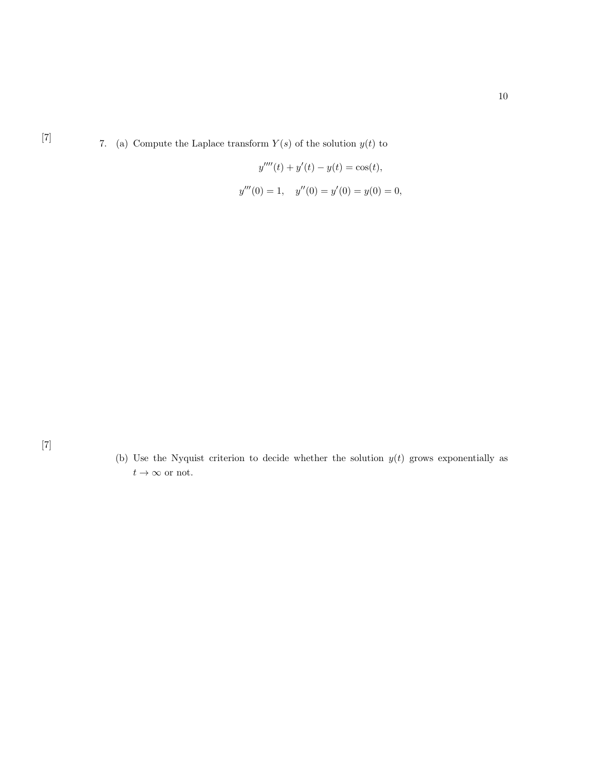[7] 7. (a) Compute the Laplace transform $Y(s)$ of the solution $y(t)$ to

$$y''''(t) + y'(t) - y(t) = \cos(t),$$

$$y'''(0) = 1, \quad y''(0) = y'(0) = y(0) = 0,$$

[7] (b) Use the Nyquist criterion to decide whether the solution $y(t)$ grows exponentially as $t \to \infty$ or not.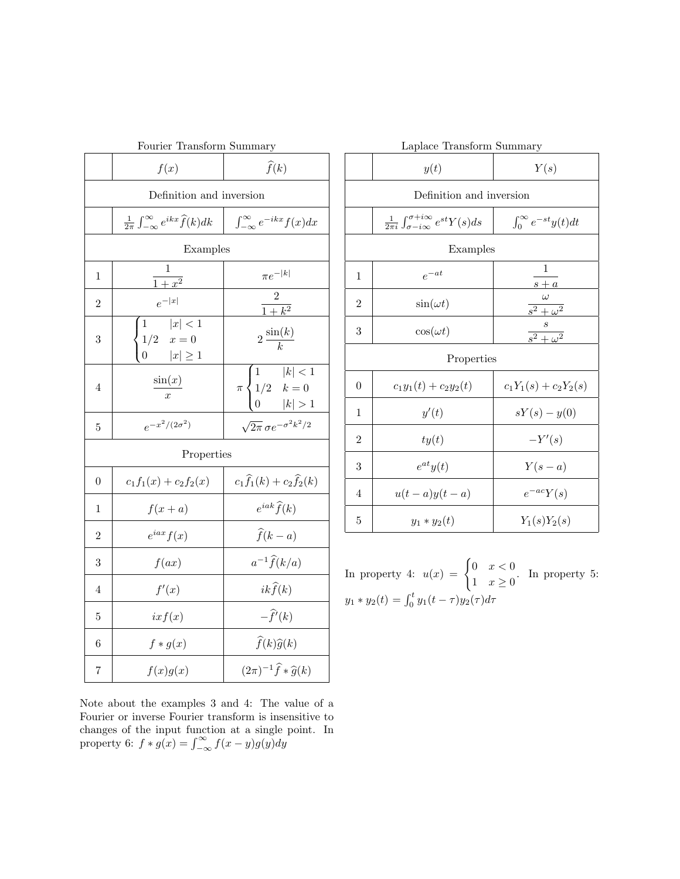Fourier Transform Summary

| | $f(x)$ | $\widehat{f}(k)$ |
|---|---|---|
| | **Definition and inversion** | |
| | $\frac{1}{2\pi}\int_{-\infty}^{\infty} e^{ikx}\widehat{f}(k)dk$ | $\int_{-\infty}^{\infty} e^{-ikx} f(x)dx$ |
| | **Examples** | |
| 1 | $\dfrac{1}{1+x^2}$ | $\pi e^{-\lvert k\rvert}$ |
| 2 | $e^{-\lvert x\rvert}$ | $\dfrac{2}{1+k^2}$ |
| 3 | $\begin{cases} 1 & \lvert x\rvert < 1 \\ 1/2 & x = 0 \\ 0 & \lvert x\rvert \geq 1 \end{cases}$ | $2\,\dfrac{\sin(k)}{k}$ |
| 4 | $\dfrac{\sin(x)}{x}$ | $\pi \begin{cases} 1 & \lvert k\rvert < 1 \\ 1/2 & k = 0 \\ 0 & \lvert k\rvert > 1 \end{cases}$ |
| 5 | $e^{-x^2/(2\sigma^2)}$ | $\sqrt{2\pi}\,\sigma e^{-\sigma^2 k^2/2}$ |
| | **Properties** | |
| 0 | $c_1 f_1(x) + c_2 f_2(x)$ | $c_1\widehat{f}_1(k) + c_2\widehat{f}_2(k)$ |
| 1 | $f(x+a)$ | $e^{iak}\widehat{f}(k)$ |
| 2 | $e^{iax}f(x)$ | $\widehat{f}(k-a)$ |
| 3 | $f(ax)$ | $a^{-1}\widehat{f}(k/a)$ |
| 4 | $f'(x)$ | $ik\widehat{f}(k)$ |
| 5 | $ixf(x)$ | $-\widehat{f}'(k)$ |
| 6 | $f * g(x)$ | $\widehat{f}(k)\widehat{g}(k)$ |
| 7 | $f(x)g(x)$ | $(2\pi)^{-1}\widehat{f} * \widehat{g}(k)$ |

Note about the examples 3 and 4: The value of a Fourier or inverse Fourier transform is insensitive to changes of the input function at a single point. In property 6: $f * g(x) = \int_{-\infty}^{\infty} f(x-y)g(y)dy$

Laplace Transform Summary

| | $y(t)$ | $Y(s)$ |
|---|---|---|
| | **Definition and inversion** | |
| | $\frac{1}{2\pi i}\int_{\sigma-i\infty}^{\sigma+i\infty} e^{st}Y(s)ds$ | $\int_0^{\infty} e^{-st}y(t)dt$ |
| | **Examples** | |
| 1 | $e^{-at}$ | $\dfrac{1}{s+a}$ |
| 2 | $\sin(\omega t)$ | $\dfrac{\omega}{s^2+\omega^2}$ |
| 3 | $\cos(\omega t)$ | $\dfrac{s}{s^2+\omega^2}$ |
| | **Properties** | |
| 0 | $c_1 y_1(t) + c_2 y_2(t)$ | $c_1 Y_1(s) + c_2 Y_2(s)$ |
| 1 | $y'(t)$ | $sY(s) - y(0)$ |
| 2 | $ty(t)$ | $-Y'(s)$ |
| 3 | $e^{at}y(t)$ | $Y(s-a)$ |
| 4 | $u(t-a)y(t-a)$ | $e^{-ac}Y(s)$ |
| 5 | $y_1 * y_2(t)$ | $Y_1(s)Y_2(s)$ |

In property 4: $u(x) = \begin{cases} 0 & x < 0 \\ 1 & x \geq 0 \end{cases}$. In property 5: $y_1 * y_2(t) = \int_0^t y_1(t-\tau)y_2(\tau)d\tau$